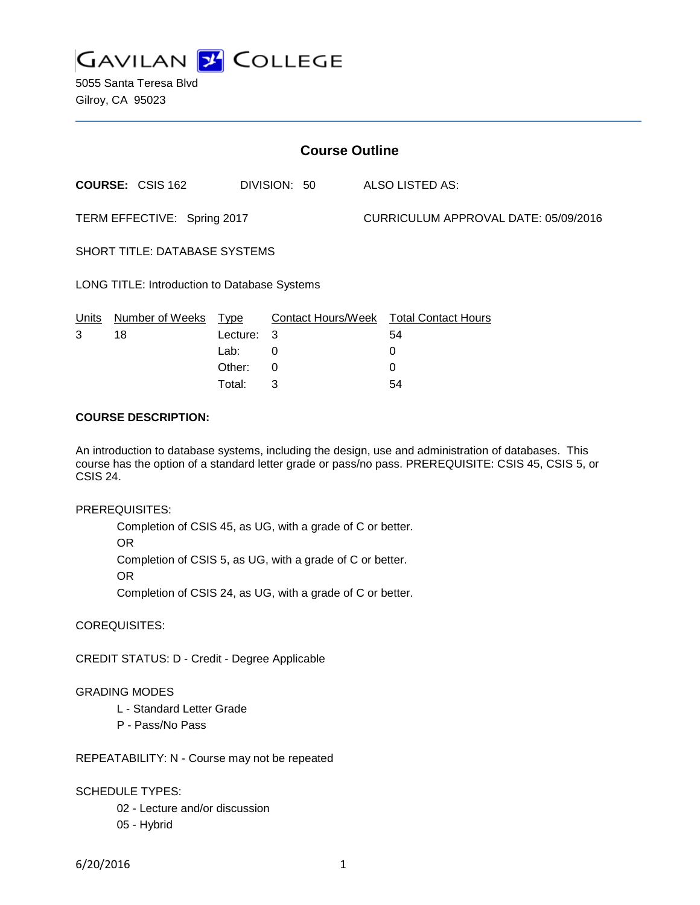# GAVILAN COLLEGE

5055 Santa Teresa Blvd
Gilroy, CA 95023

## Course Outline

**COURSE:** CSIS 162 DIVISION: 50 ALSO LISTED AS:

TERM EFFECTIVE: Spring 2017 CURRICULUM APPROVAL DATE: 05/09/2016

SHORT TITLE: DATABASE SYSTEMS

LONG TITLE: Introduction to Database Systems

| Units | Number of Weeks | Type | Contact Hours/Week | Total Contact Hours |
|---|---|---|---|---|
| 3 | 18 | Lecture: | 3 | 54 |
| | | Lab: | 0 | 0 |
| | | Other: | 0 | 0 |
| | | Total: | 3 | 54 |

**COURSE DESCRIPTION:**

An introduction to database systems, including the design, use and administration of databases. This course has the option of a standard letter grade or pass/no pass. PREREQUISITE: CSIS 45, CSIS 5, or CSIS 24.

PREREQUISITES:

Completion of CSIS 45, as UG, with a grade of C or better.
OR
Completion of CSIS 5, as UG, with a grade of C or better.
OR
Completion of CSIS 24, as UG, with a grade of C or better.

COREQUISITES:

CREDIT STATUS: D - Credit - Degree Applicable

GRADING MODES

L - Standard Letter Grade
P - Pass/No Pass

REPEATABILITY: N - Course may not be repeated

SCHEDULE TYPES:

02 - Lecture and/or discussion
05 - Hybrid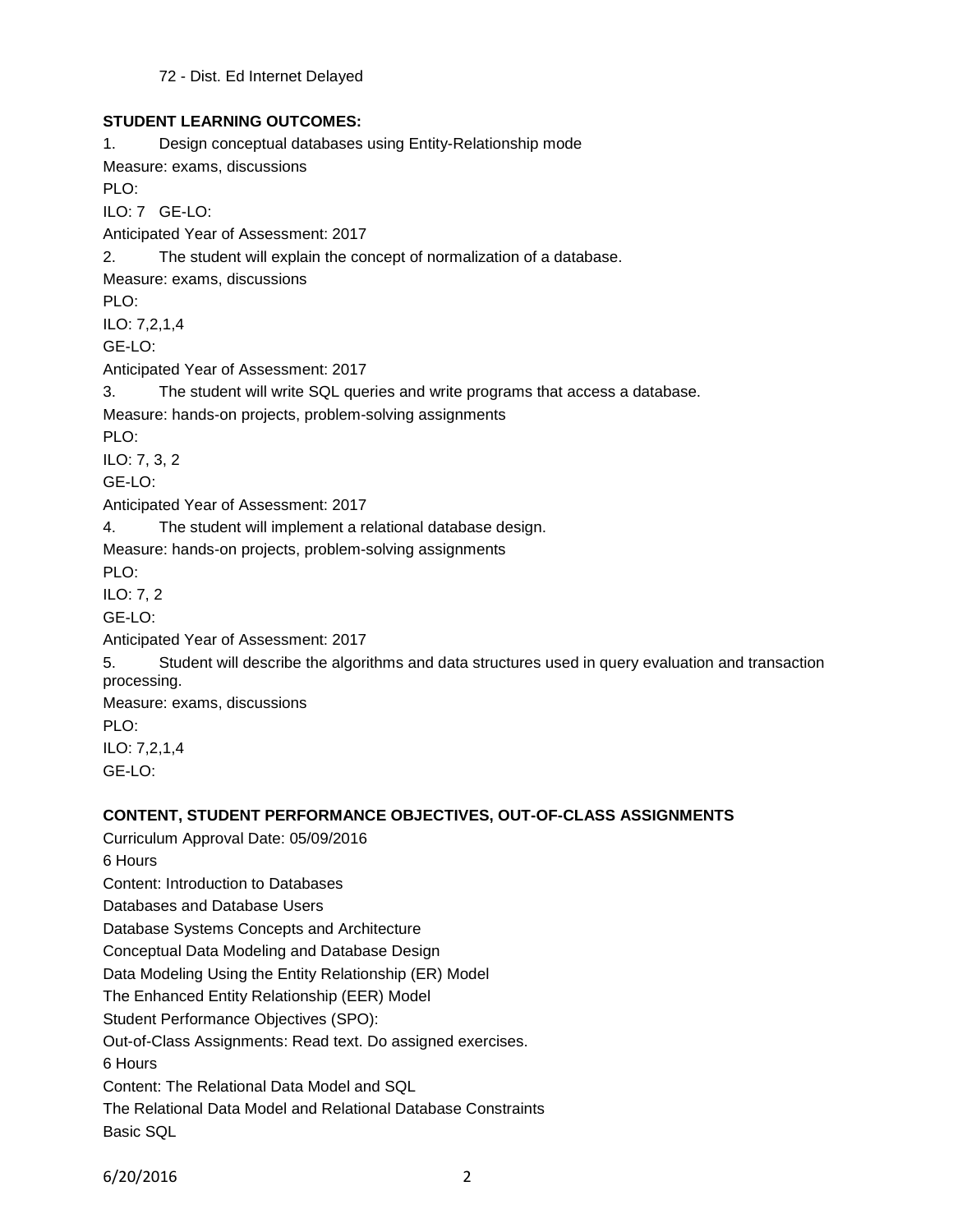72 - Dist. Ed Internet Delayed

**STUDENT LEARNING OUTCOMES:**

1. Design conceptual databases using Entity-Relationship mode

Measure: exams, discussions

PLO:

ILO: 7 GE-LO:

Anticipated Year of Assessment: 2017

2. The student will explain the concept of normalization of a database.

Measure: exams, discussions

PLO:

ILO: 7,2,1,4

GE-LO:

Anticipated Year of Assessment: 2017

3. The student will write SQL queries and write programs that access a database.

Measure: hands-on projects, problem-solving assignments

PLO:

ILO: 7, 3, 2

GE-LO:

Anticipated Year of Assessment: 2017

4. The student will implement a relational database design.

Measure: hands-on projects, problem-solving assignments

PLO:

ILO: 7, 2

GE-LO:

Anticipated Year of Assessment: 2017

5. Student will describe the algorithms and data structures used in query evaluation and transaction processing.

Measure: exams, discussions

PLO:

ILO: 7,2,1,4

GE-LO:

**CONTENT, STUDENT PERFORMANCE OBJECTIVES, OUT-OF-CLASS ASSIGNMENTS**

Curriculum Approval Date: 05/09/2016

6 Hours

Content: Introduction to Databases

Databases and Database Users

Database Systems Concepts and Architecture

Conceptual Data Modeling and Database Design

Data Modeling Using the Entity Relationship (ER) Model

The Enhanced Entity Relationship (EER) Model

Student Performance Objectives (SPO):

Out-of-Class Assignments: Read text. Do assigned exercises.

6 Hours

Content: The Relational Data Model and SQL

The Relational Data Model and Relational Database Constraints

Basic SQL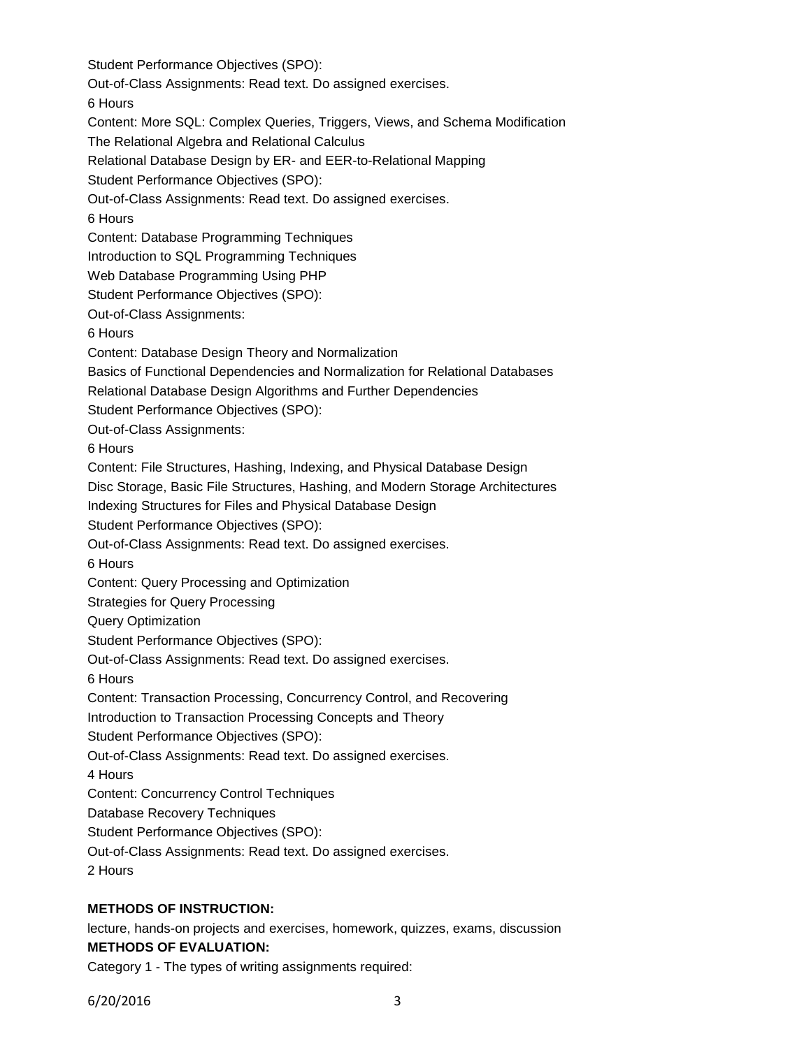Student Performance Objectives (SPO):

Out-of-Class Assignments: Read text. Do assigned exercises.

6 Hours

Content: More SQL: Complex Queries, Triggers, Views, and Schema Modification

The Relational Algebra and Relational Calculus

Relational Database Design by ER- and EER-to-Relational Mapping

Student Performance Objectives (SPO):

Out-of-Class Assignments: Read text. Do assigned exercises.

6 Hours

Content: Database Programming Techniques

Introduction to SQL Programming Techniques

Web Database Programming Using PHP

Student Performance Objectives (SPO):

Out-of-Class Assignments:

6 Hours

Content: Database Design Theory and Normalization

Basics of Functional Dependencies and Normalization for Relational Databases

Relational Database Design Algorithms and Further Dependencies

Student Performance Objectives (SPO):

Out-of-Class Assignments:

6 Hours

Content: File Structures, Hashing, Indexing, and Physical Database Design

Disc Storage, Basic File Structures, Hashing, and Modern Storage Architectures

Indexing Structures for Files and Physical Database Design

Student Performance Objectives (SPO):

Out-of-Class Assignments: Read text. Do assigned exercises.

6 Hours

Content: Query Processing and Optimization

Strategies for Query Processing

Query Optimization

Student Performance Objectives (SPO):

Out-of-Class Assignments: Read text. Do assigned exercises.

6 Hours

Content: Transaction Processing, Concurrency Control, and Recovering

Introduction to Transaction Processing Concepts and Theory

Student Performance Objectives (SPO):

Out-of-Class Assignments: Read text. Do assigned exercises.

4 Hours

Content: Concurrency Control Techniques

Database Recovery Techniques

Student Performance Objectives (SPO):

Out-of-Class Assignments: Read text. Do assigned exercises.

2 Hours

**METHODS OF INSTRUCTION:**

lecture, hands-on projects and exercises, homework, quizzes, exams, discussion

**METHODS OF EVALUATION:**

Category 1 - The types of writing assignments required: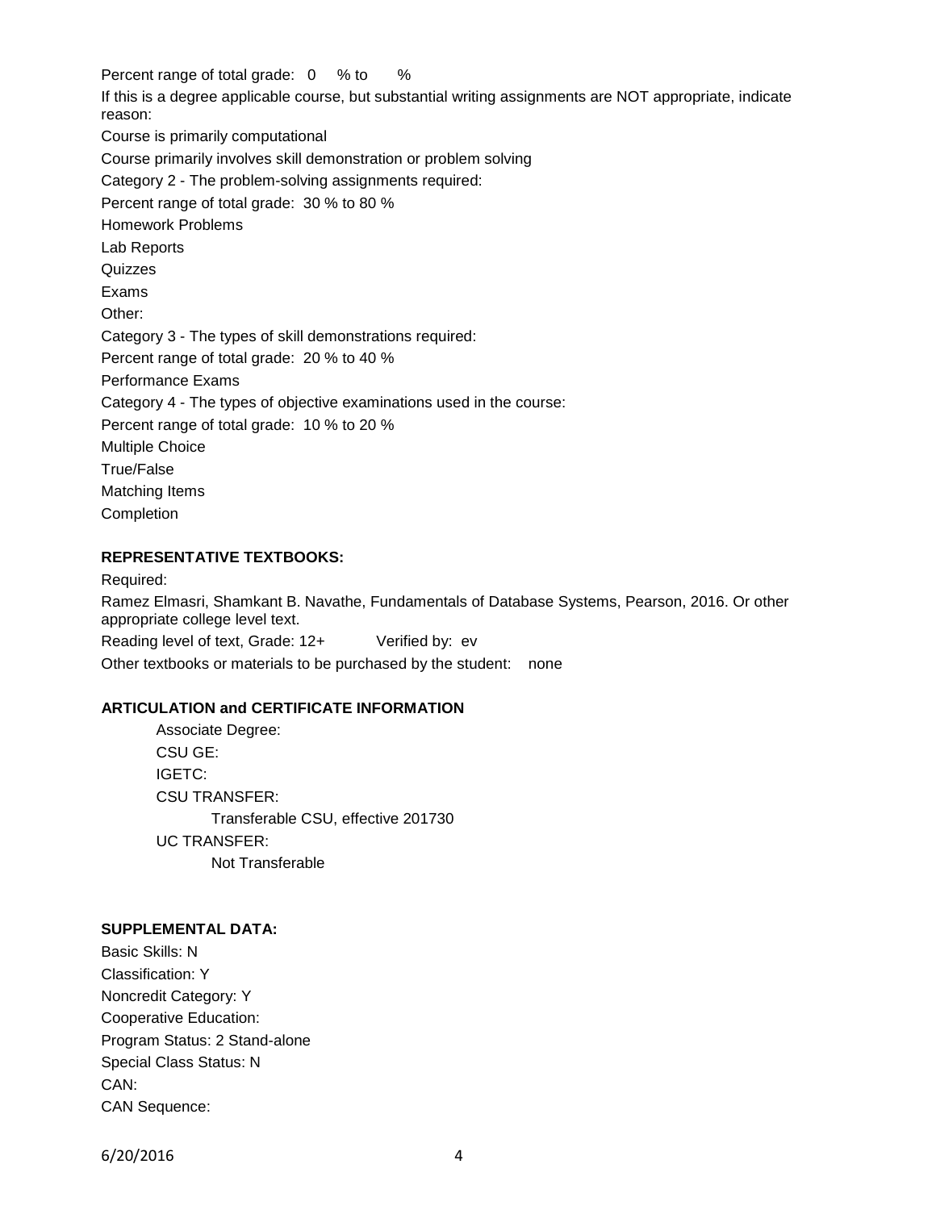Percent range of total grade: 0 % to %

If this is a degree applicable course, but substantial writing assignments are NOT appropriate, indicate reason:

Course is primarily computational

Course primarily involves skill demonstration or problem solving

Category 2 - The problem-solving assignments required:

Percent range of total grade: 30 % to 80 %

Homework Problems

Lab Reports

Quizzes

Exams

Other:

Category 3 - The types of skill demonstrations required:

Percent range of total grade: 20 % to 40 %

Performance Exams

Category 4 - The types of objective examinations used in the course:

Percent range of total grade: 10 % to 20 %

Multiple Choice

True/False

Matching Items

Completion

**REPRESENTATIVE TEXTBOOKS:**

Required:

Ramez Elmasri, Shamkant B. Navathe, Fundamentals of Database Systems, Pearson, 2016. Or other appropriate college level text.

Reading level of text, Grade: 12+ Verified by: ev

Other textbooks or materials to be purchased by the student: none

**ARTICULATION and CERTIFICATE INFORMATION**

Associate Degree:
CSU GE:
IGETC:
CSU TRANSFER:
 Transferable CSU, effective 201730
UC TRANSFER:
 Not Transferable

**SUPPLEMENTAL DATA:**

Basic Skills: N
Classification: Y
Noncredit Category: Y
Cooperative Education:
Program Status: 2 Stand-alone
Special Class Status: N
CAN:
CAN Sequence: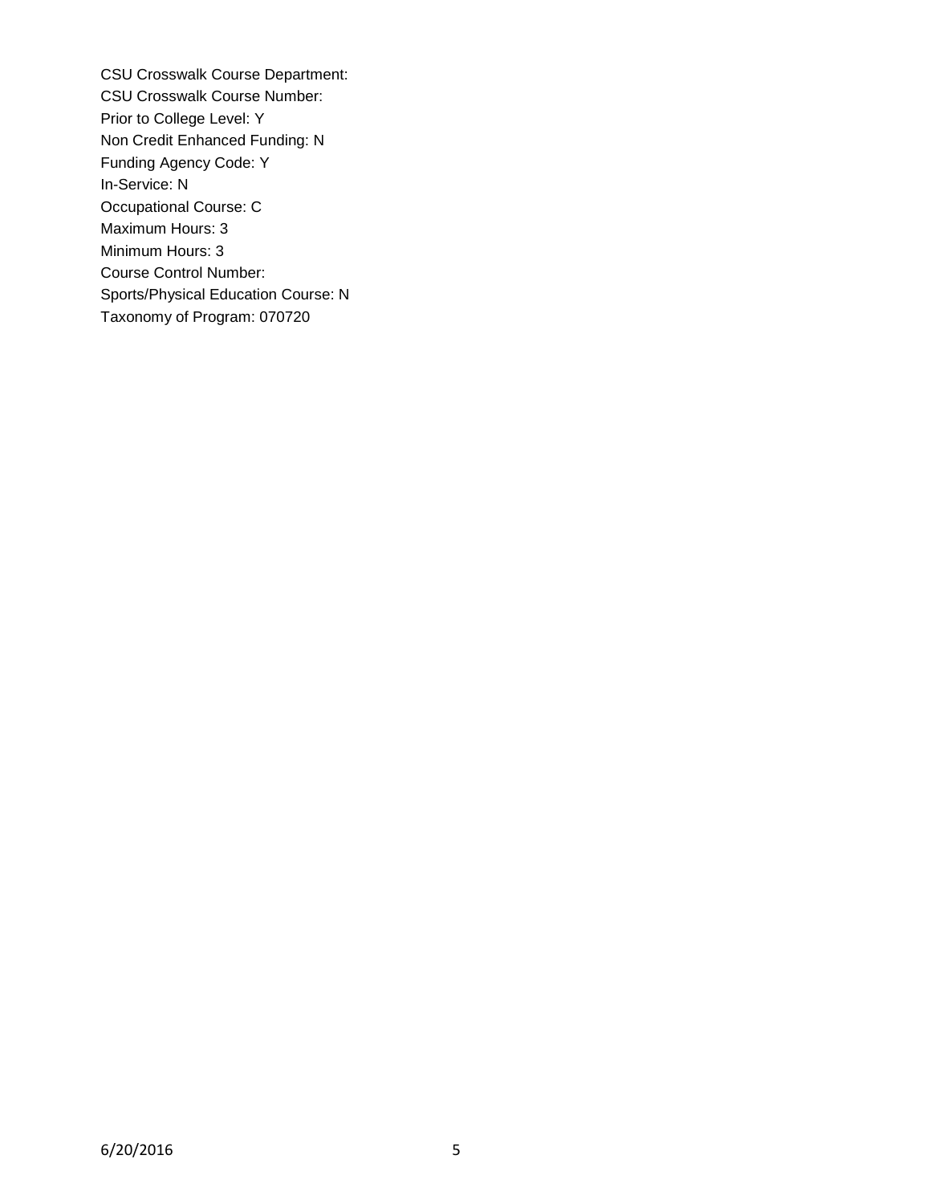CSU Crosswalk Course Department:
CSU Crosswalk Course Number:
Prior to College Level: Y
Non Credit Enhanced Funding: N
Funding Agency Code: Y
In-Service: N
Occupational Course: C
Maximum Hours: 3
Minimum Hours: 3
Course Control Number:
Sports/Physical Education Course: N
Taxonomy of Program: 070720